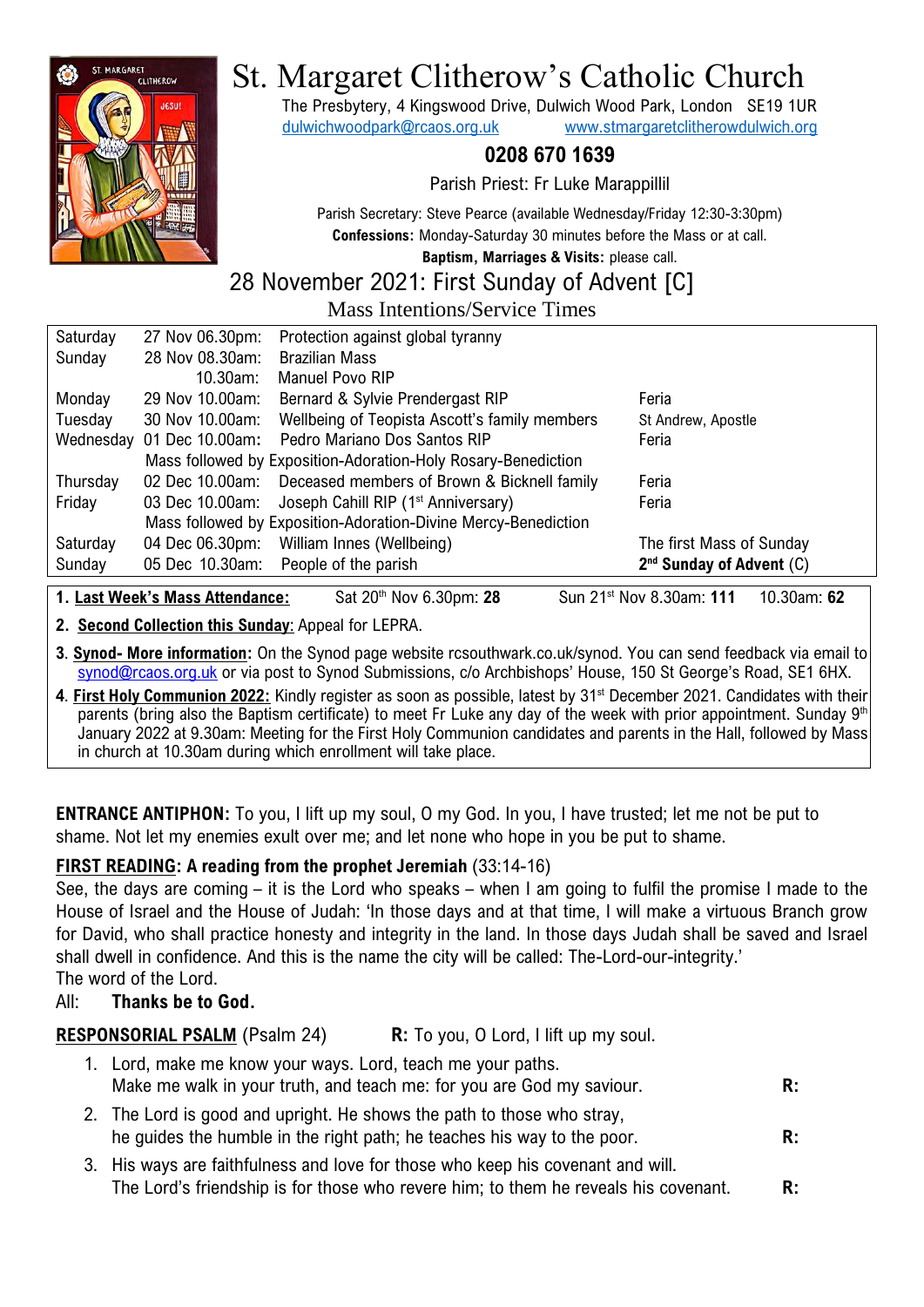# St. Margaret Clitherow's Catholic Church

The Presbytery, 4 Kingswood Drive, Dulwich Wood Park, London SE19 1UR
dulwichwoodpark@rcaos.org.uk www.stmargaretclitherowdulwich.org

**0208 670 1639**

Parish Priest: Fr Luke Marappillil

Parish Secretary: Steve Pearce (available Wednesday/Friday 12:30-3:30pm)
**Confessions:** Monday-Saturday 30 minutes before the Mass or at call.
**Baptism, Marriages & Visits:** please call.

## 28 November 2021: First Sunday of Advent [C]

### Mass Intentions/Service Times

| | | | |
|---|---|---|---|
| Saturday | 27 Nov 06.30pm: | Protection against global tyranny | |
| Sunday | 28 Nov 08.30am: | Brazilian Mass | |
| | 10.30am: | Manuel Povo RIP | |
| Monday | 29 Nov 10.00am: | Bernard & Sylvie Prendergast RIP | Feria |
| Tuesday | 30 Nov 10.00am: | Wellbeing of Teopista Ascott's family members | St Andrew, Apostle |
| Wednesday | 01 Dec 10.00am: | Pedro Mariano Dos Santos RIP | Feria |
| | Mass followed by Exposition-Adoration-Holy Rosary-Benediction | | |
| Thursday | 02 Dec 10.00am: | Deceased members of Brown & Bicknell family | Feria |
| Friday | 03 Dec 10.00am: | Joseph Cahill RIP (1st Anniversary) | Feria |
| | Mass followed by Exposition-Adoration-Divine Mercy-Benediction | | |
| Saturday | 04 Dec 06.30pm: | William Innes (Wellbeing) | The first Mass of Sunday |
| Sunday | 05 Dec 10.30am: | People of the parish | **2nd Sunday of Advent** (C) |

1. **Last Week's Mass Attendance:** Sat 20th Nov 6.30pm: **28** Sun 21st Nov 8.30am: **111** 10.30am: **62**
2. **Second Collection this Sunday:** Appeal for LEPRA.
3. **Synod- More information:** On the Synod page website rcsouthwark.co.uk/synod. You can send feedback via email to synod@rcaos.org.uk or via post to Synod Submissions, c/o Archbishops' House, 150 St George's Road, SE1 6HX.
4. **First Holy Communion 2022:** Kindly register as soon as possible, latest by 31st December 2021. Candidates with their parents (bring also the Baptism certificate) to meet Fr Luke any day of the week with prior appointment. Sunday 9th January 2022 at 9.30am: Meeting for the First Holy Communion candidates and parents in the Hall, followed by Mass in church at 10.30am during which enrollment will take place.

**ENTRANCE ANTIPHON:** To you, I lift up my soul, O my God. In you, I have trusted; let me not be put to shame. Not let my enemies exult over me; and let none who hope in you be put to shame.

**FIRST READING: A reading from the prophet Jeremiah** (33:14-16)
See, the days are coming – it is the Lord who speaks – when I am going to fulfil the promise I made to the House of Israel and the House of Judah: 'In those days and at that time, I will make a virtuous Branch grow for David, who shall practice honesty and integrity in the land. In those days Judah shall be saved and Israel shall dwell in confidence. And this is the name the city will be called: The-Lord-our-integrity.'
The word of the Lord.
All: **Thanks be to God.**

**RESPONSORIAL PSALM** (Psalm 24) **R:** To you, O Lord, I lift up my soul.

1. Lord, make me know your ways. Lord, teach me your paths.
   Make me walk in your truth, and teach me: for you are God my saviour. **R:**
2. The Lord is good and upright. He shows the path to those who stray,
   he guides the humble in the right path; he teaches his way to the poor. **R:**
3. His ways are faithfulness and love for those who keep his covenant and will.
   The Lord's friendship is for those who revere him; to them he reveals his covenant. **R:**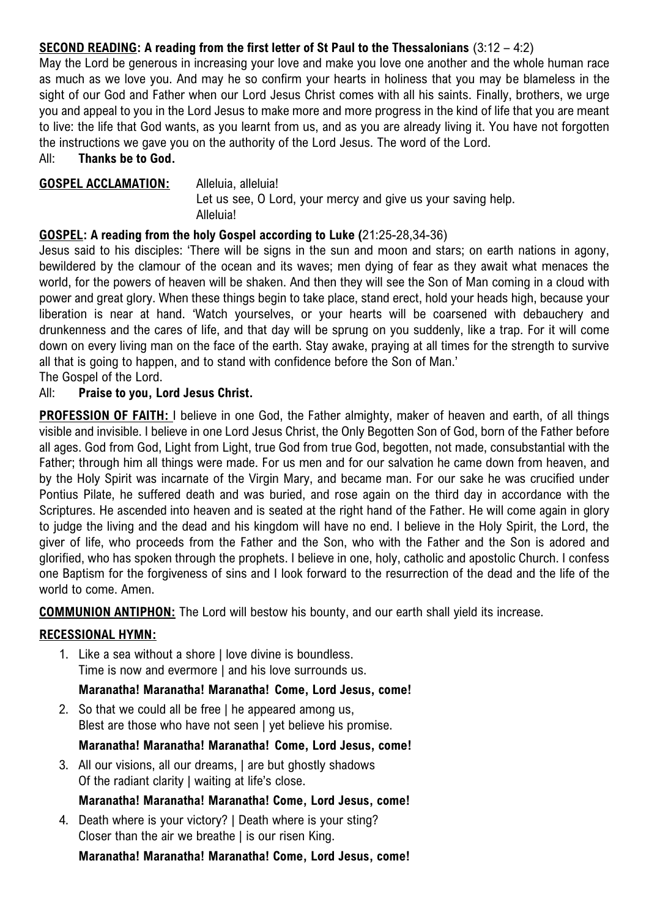**SECOND READING: A reading from the first letter of St Paul to the Thessalonians** (3:12 – 4:2)

May the Lord be generous in increasing your love and make you love one another and the whole human race as much as we love you. And may he so confirm your hearts in holiness that you may be blameless in the sight of our God and Father when our Lord Jesus Christ comes with all his saints. Finally, brothers, we urge you and appeal to you in the Lord Jesus to make more and more progress in the kind of life that you are meant to live: the life that God wants, as you learnt from us, and as you are already living it. You have not forgotten the instructions we gave you on the authority of the Lord Jesus. The word of the Lord.

All: **Thanks be to God.**

**GOSPEL ACCLAMATION:** Alleluia, alleluia!
Let us see, O Lord, your mercy and give us your saving help.
Alleluia!

**GOSPEL: A reading from the holy Gospel according to Luke (**21:25-28,34-36)

Jesus said to his disciples: 'There will be signs in the sun and moon and stars; on earth nations in agony, bewildered by the clamour of the ocean and its waves; men dying of fear as they await what menaces the world, for the powers of heaven will be shaken. And then they will see the Son of Man coming in a cloud with power and great glory. When these things begin to take place, stand erect, hold your heads high, because your liberation is near at hand. 'Watch yourselves, or your hearts will be coarsened with debauchery and drunkenness and the cares of life, and that day will be sprung on you suddenly, like a trap. For it will come down on every living man on the face of the earth. Stay awake, praying at all times for the strength to survive all that is going to happen, and to stand with confidence before the Son of Man.'

The Gospel of the Lord.

All: **Praise to you, Lord Jesus Christ.**

**PROFESSION OF FAITH:** I believe in one God, the Father almighty, maker of heaven and earth, of all things visible and invisible. I believe in one Lord Jesus Christ, the Only Begotten Son of God, born of the Father before all ages. God from God, Light from Light, true God from true God, begotten, not made, consubstantial with the Father; through him all things were made. For us men and for our salvation he came down from heaven, and by the Holy Spirit was incarnate of the Virgin Mary, and became man. For our sake he was crucified under Pontius Pilate, he suffered death and was buried, and rose again on the third day in accordance with the Scriptures. He ascended into heaven and is seated at the right hand of the Father. He will come again in glory to judge the living and the dead and his kingdom will have no end. I believe in the Holy Spirit, the Lord, the giver of life, who proceeds from the Father and the Son, who with the Father and the Son is adored and glorified, who has spoken through the prophets. I believe in one, holy, catholic and apostolic Church. I confess one Baptism for the forgiveness of sins and I look forward to the resurrection of the dead and the life of the world to come. Amen.

**COMMUNION ANTIPHON:** The Lord will bestow his bounty, and our earth shall yield its increase.

**RECESSIONAL HYMN:**

1. Like a sea without a shore | love divine is boundless.
   Time is now and evermore | and his love surrounds us.

   **Maranatha! Maranatha! Maranatha! Come, Lord Jesus, come!**

2. So that we could all be free | he appeared among us,
   Blest are those who have not seen | yet believe his promise.

   **Maranatha! Maranatha! Maranatha! Come, Lord Jesus, come!**

3. All our visions, all our dreams, | are but ghostly shadows
   Of the radiant clarity | waiting at life's close.

   **Maranatha! Maranatha! Maranatha! Come, Lord Jesus, come!**

4. Death where is your victory? | Death where is your sting?
   Closer than the air we breathe | is our risen King.

   **Maranatha! Maranatha! Maranatha! Come, Lord Jesus, come!**